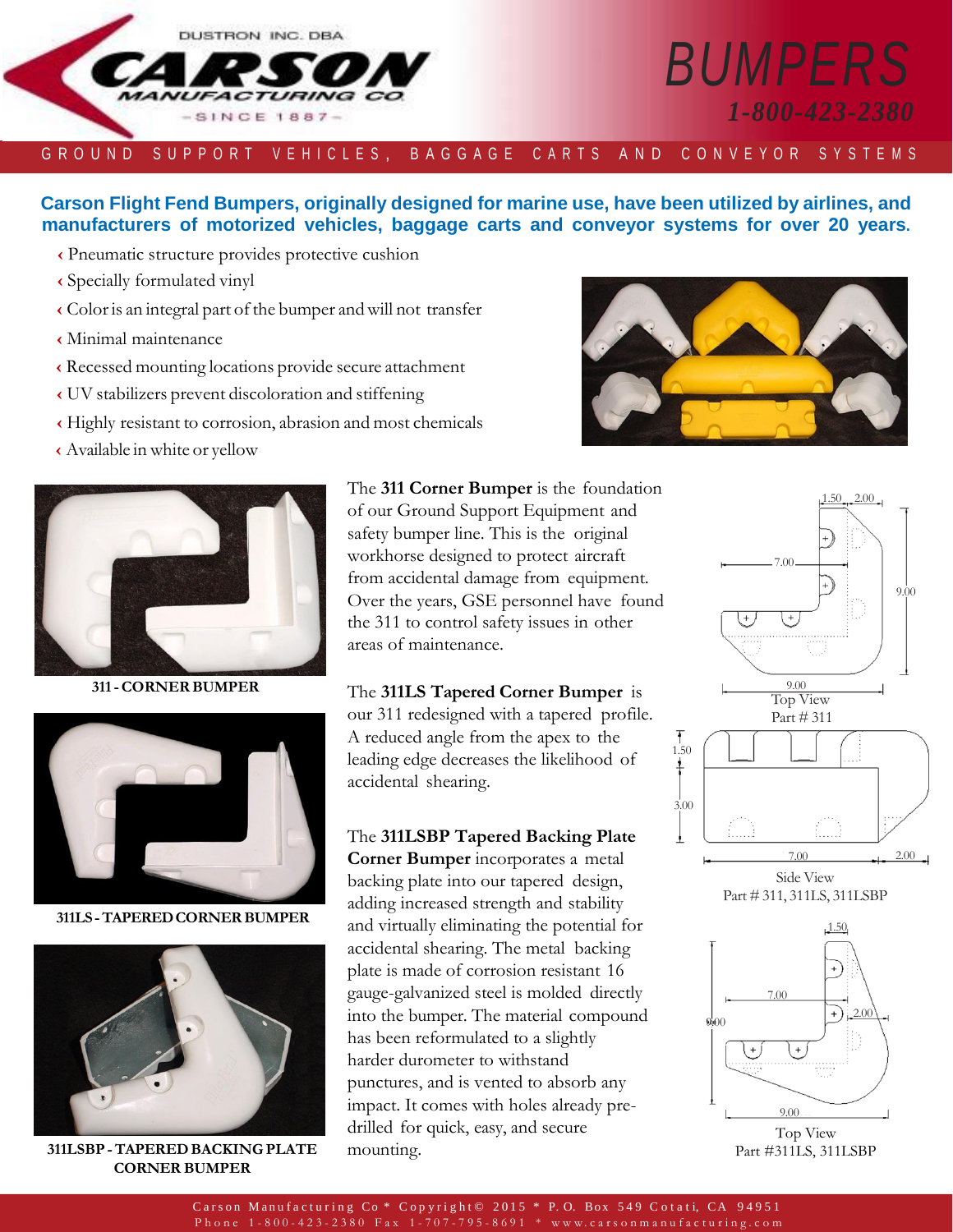DUSTRON INC. DBA

# CARSON MANUFACTURING CO.

-SINCE 1887-

# BUMPERS

**1-800-423-2380**

GROUND SUPPORT VEHICLES, BAGGAGE CARTS AND CONVEYOR SYSTEMS

**Carson Flight Fend Bumpers, originally designed for marine use, have been utilized by airlines, and manufacturers of motorized vehicles, baggage carts and conveyor systems for over 20 years.**

- Pneumatic structure provides protective cushion
- Specially formulated vinyl
- Color is an integral part of the bumper and will not transfer
- Minimal maintenance
- Recessed mounting locations provide secure attachment
- UV stabilizers prevent discoloration and stiffening
- Highly resistant to corrosion, abrasion and most chemicals
- Available in white or yellow

**311 - CORNER BUMPER**

The **311 Corner Bumper** is the foundation of our Ground Support Equipment and safety bumper line. This is the original workhorse designed to protect aircraft from accidental damage from equipment. Over the years, GSE personnel have found the 311 to control safety issues in other areas of maintenance.

**311LS - TAPERED CORNER BUMPER**

The **311LS Tapered Corner Bumper** is our 311 redesigned with a tapered profile. A reduced angle from the apex to the leading edge decreases the likelihood of accidental shearing.

**311LSBP - TAPERED BACKING PLATE CORNER BUMPER**

The **311LSBP Tapered Backing Plate Corner Bumper** incorporates a metal backing plate into our tapered design, adding increased strength and stability and virtually eliminating the potential for accidental shearing. The metal backing plate is made of corrosion resistant 16 gauge-galvanized steel is molded directly into the bumper. The material compound has been reformulated to a slightly harder durometer to withstand punctures, and is vented to absorb any impact. It comes with holes already pre-drilled for quick, easy, and secure mounting.

1.50 2.00 7.00 9.00 9.00

Top View
Part # 311

1.50 3.00 7.00 2.00

Side View
Part # 311, 311LS, 311LSBP

1.50 7.00 2.00 9.00 9.00

Top View
Part #311LS, 311LSBP

Carson Manufacturing Co * Copyright© 2015 * P. O. Box 549 Cotati, CA 94951
Phone 1-800-423-2380 Fax 1-707-795-8691 * www.carsonmanufacturing.com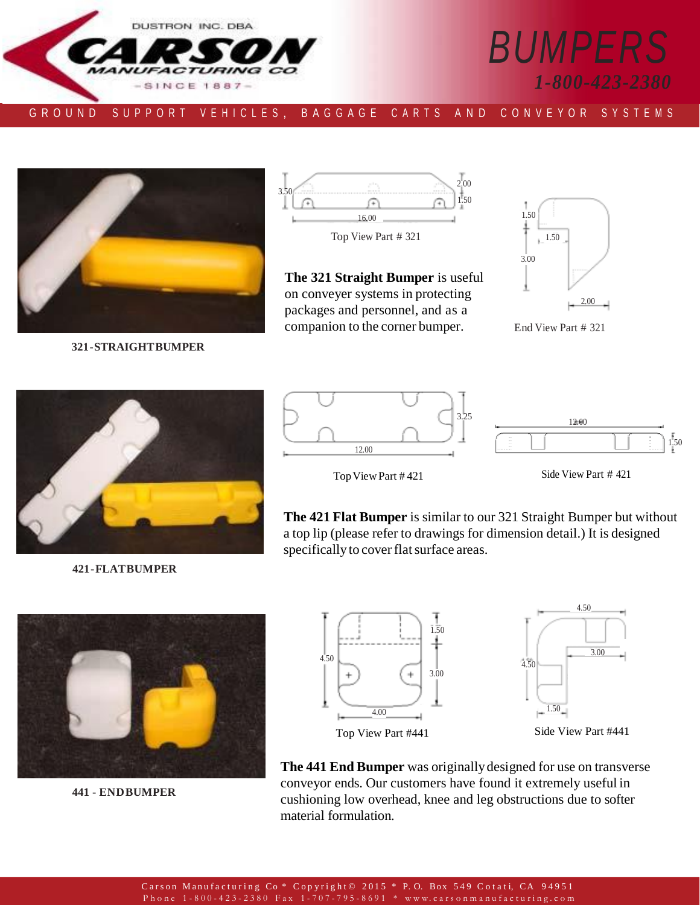DUSTRON INC. DBA

CARSON MANUFACTURING CO.

-SINCE 1887-

# BUMPERS

*1-800-423-2380*

GROUND SUPPORT VEHICLES, BAGGAGE CARTS AND CONVEYOR SYSTEMS

**321-STRAIGHT BUMPER**

3.50

2.00

1.50

16.00

Top View Part # 321

**The 321 Straight Bumper** is useful on conveyer systems in protecting packages and personnel, and as a companion to the corner bumper.

1.50

1.50

3.00

2.00

End View Part # 321

**421-FLAT BUMPER**

3.25

12.00

Top View Part # 421

12.00

1.50

Side View Part # 421

**The 421 Flat Bumper** is similar to our 321 Straight Bumper but without a top lip (please refer to drawings for dimension detail.) It is designed specifically to cover flat surface areas.

**441 - END BUMPER**

4.50

1.50

3.00

4.00

Top View Part #441

4.50

4.50

3.00

1.50

Side View Part #441

**The 441 End Bumper** was originally designed for use on transverse conveyor ends. Our customers have found it extremely useful in cushioning low overhead, knee and leg obstructions due to softer material formulation.

Carson Manufacturing Co * Copyright© 2015 * P. O. Box 549 Cotati, CA 94951
Phone 1-800-423-2380 Fax 1-707-795-8691 * www.carsonmanufacturing.com